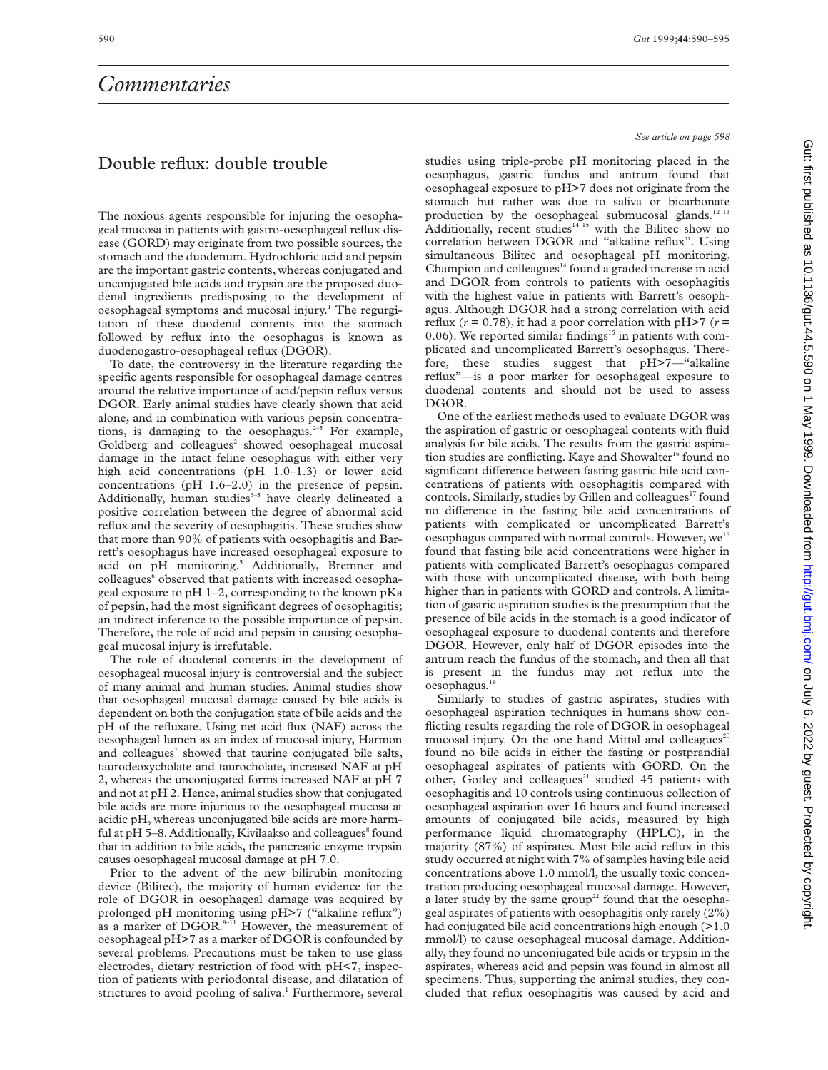# Commentaries

## Double reflux: double trouble

*See article on page 598*

The noxious agents responsible for injuring the oesophageal mucosa in patients with gastro-oesophageal reflux disease (GORD) may originate from two possible sources, the stomach and the duodenum. Hydrochloric acid and pepsin are the important gastric contents, whereas conjugated and unconjugated bile acids and trypsin are the proposed duodenal ingredients predisposing to the development of oesophageal symptoms and mucosal injury.[1] The regurgitation of these duodenal contents into the stomach followed by reflux into the oesophagus is known as duodenogastro-oesophageal reflux (DGOR).

To date, the controversy in the literature regarding the specific agents responsible for oesophageal damage centres around the relative importance of acid/pepsin reflux versus DGOR. Early animal studies have clearly shown that acid alone, and in combination with various pepsin concentrations, is damaging to the oesophagus.[2–5] For example, Goldberg and colleagues[2] showed oesophageal mucosal damage in the intact feline oesophagus with either very high acid concentrations (pH 1.0–1.3) or lower acid concentrations (pH 1.6–2.0) in the presence of pepsin. Additionally, human studies[3–5] have clearly delineated a positive correlation between the degree of abnormal acid reflux and the severity of oesophagitis. These studies show that more than 90% of patients with oesophagitis and Barrett's oesophagus have increased oesophageal exposure to acid on pH monitoring.[5] Additionally, Bremner and colleagues[6] observed that patients with increased oesophageal exposure to pH 1–2, corresponding to the known pKa of pepsin, had the most significant degrees of oesophagitis; an indirect inference to the possible importance of pepsin. Therefore, the role of acid and pepsin in causing oesophageal mucosal injury is irrefutable.

The role of duodenal contents in the development of oesophageal mucosal injury is controversial and the subject of many animal and human studies. Animal studies show that oesophageal mucosal damage caused by bile acids is dependent on both the conjugation state of bile acids and the pH of the refluxate. Using net acid flux (NAF) across the oesophageal lumen as an index of mucosal injury, Harmon and colleagues[7] showed that taurine conjugated bile salts, taurodeoxycholate and taurocholate, increased NAF at pH 2, whereas the unconjugated forms increased NAF at pH 7 and not at pH 2. Hence, animal studies show that conjugated bile acids are more injurious to the oesophageal mucosa at acidic pH, whereas unconjugated bile acids are more harmful at pH 5–8. Additionally, Kivilaakso and colleagues[8] found that in addition to bile acids, the pancreatic enzyme trypsin causes oesophageal mucosal damage at pH 7.0.

Prior to the advent of the new bilirubin monitoring device (Bilitec), the majority of human evidence for the role of DGOR in oesophageal damage was acquired by prolonged pH monitoring using pH>7 ("alkaline reflux") as a marker of DGOR.[9–11] However, the measurement of oesophageal pH>7 as a marker of DGOR is confounded by several problems. Precautions must be taken to use glass electrodes, dietary restriction of food with pH<7, inspection of patients with periodontal disease, and dilatation of strictures to avoid pooling of saliva.[1] Furthermore, several studies using triple-probe pH monitoring placed in the oesophagus, gastric fundus and antrum found that oesophageal exposure to pH>7 does not originate from the stomach but rather was due to saliva or bicarbonate production by the oesophageal submucosal glands.[12 13] Additionally, recent studies[14 15] with the Bilitec show no correlation between DGOR and "alkaline reflux". Using simultaneous Bilitec and oesophageal pH monitoring, Champion and colleagues[14] found a graded increase in acid and DGOR from controls to patients with oesophagitis with the highest value in patients with Barrett's oesophagus. Although DGOR had a strong correlation with acid reflux ($r = 0.78$), it had a poor correlation with pH>7 ($r = 0.06$). We reported similar findings[15] in patients with complicated and uncomplicated Barrett's oesophagus. Therefore, these studies suggest that pH>7—"alkaline reflux"—is a poor marker for oesophageal exposure to duodenal contents and should not be used to assess DGOR.

One of the earliest methods used to evaluate DGOR was the aspiration of gastric or oesophageal contents with fluid analysis for bile acids. The results from the gastric aspiration studies are conflicting. Kaye and Showalter[16] found no significant difference between fasting gastric bile acid concentrations of patients with oesophagitis compared with controls. Similarly, studies by Gillen and colleagues[17] found no difference in the fasting bile acid concentrations of patients with complicated or uncomplicated Barrett's oesophagus compared with normal controls. However, we[18] found that fasting bile acid concentrations were higher in patients with complicated Barrett's oesophagus compared with those with uncomplicated disease, with both being higher than in patients with GORD and controls. A limitation of gastric aspiration studies is the presumption that the presence of bile acids in the stomach is a good indicator of oesophageal exposure to duodenal contents and therefore DGOR. However, only half of DGOR episodes into the antrum reach the fundus of the stomach, and then all that is present in the fundus may not reflux into the oesophagus.[19]

Similarly to studies of gastric aspirates, studies with oesophageal aspiration techniques in humans show conflicting results regarding the role of DGOR in oesophageal mucosal injury. On the one hand Mittal and colleagues[20] found no bile acids in either the fasting or postprandial oesophageal aspirates of patients with GORD. On the other, Gotley and colleagues[21] studied 45 patients with oesophagitis and 10 controls using continuous collection of oesophageal aspiration over 16 hours and found increased amounts of conjugated bile acids, measured by high performance liquid chromatography (HPLC), in the majority (87%) of aspirates. Most bile acid reflux in this study occurred at night with 7% of samples having bile acid concentrations above 1.0 mmol/l, the usually toxic concentration producing oesophageal mucosal damage. However, a later study by the same group[22] found that the oesophageal aspirates of patients with oesophagitis only rarely (2%) had conjugated bile acid concentrations high enough (>1.0 mmol/l) to cause oesophageal mucosal damage. Additionally, they found no unconjugated bile acids or trypsin in the aspirates, whereas acid and pepsin was found in almost all specimens. Thus, supporting the animal studies, they concluded that reflux oesophagitis was caused by acid and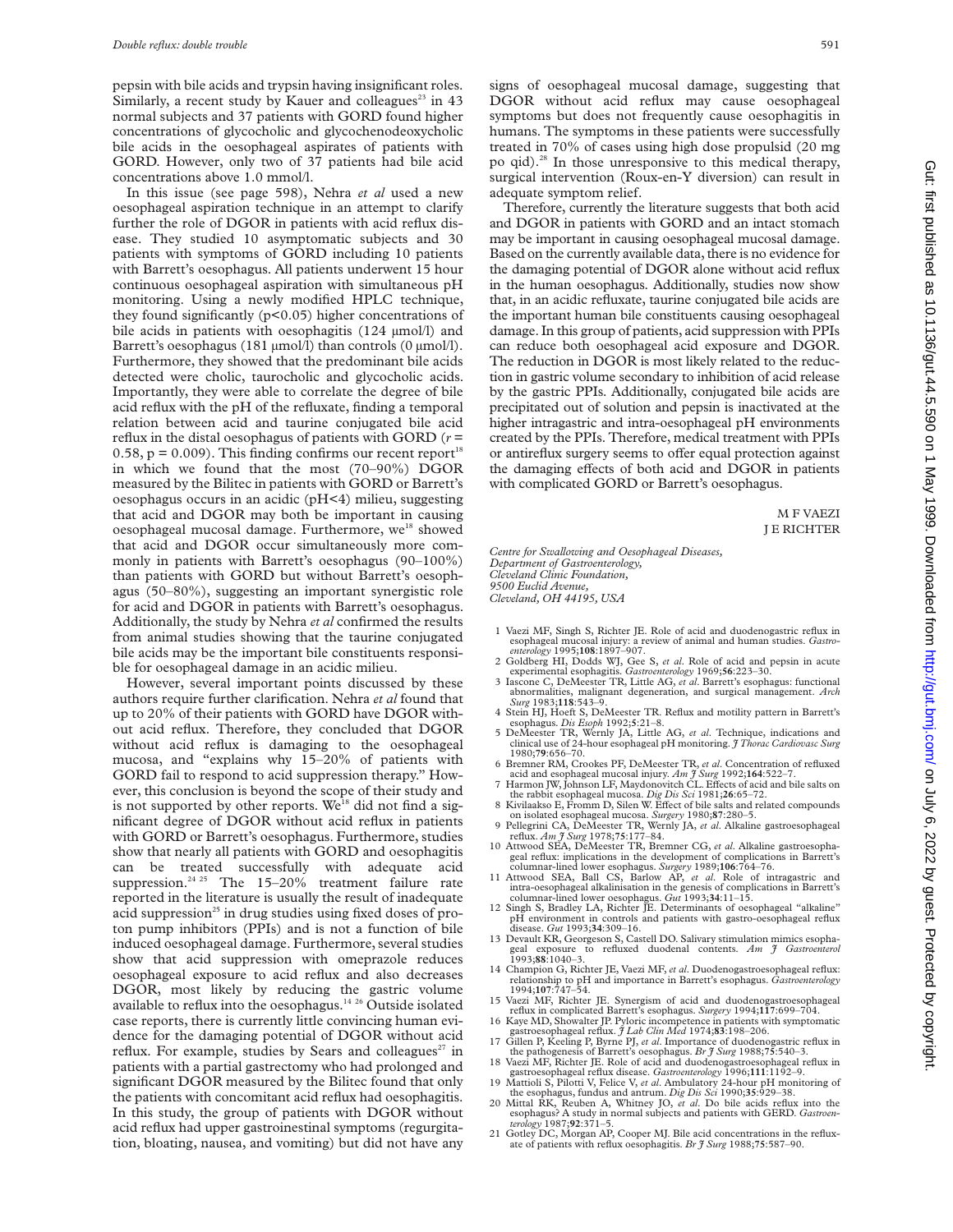pepsin with bile acids and trypsin having insignificant roles. Similarly, a recent study by Kauer and colleagues[23] in 43 normal subjects and 37 patients with GORD found higher concentrations of glycocholic and glycochenodeoxycholic bile acids in the oesophageal aspirates of patients with GORD. However, only two of 37 patients had bile acid concentrations above 1.0 mmol/l.

In this issue (see page 598), Nehra *et al* used a new oesophageal aspiration technique in an attempt to clarify further the role of DGOR in patients with acid reflux disease. They studied 10 asymptomatic subjects and 30 patients with symptoms of GORD including 10 patients with Barrett's oesophagus. All patients underwent 15 hour continuous oesophageal aspiration with simultaneous pH monitoring. Using a newly modified HPLC technique, they found significantly ($p<0.05$) higher concentrations of bile acids in patients with oesophagitis (124 μmol/l) and Barrett's oesophagus (181 μmol/l) than controls (0 μmol/l). Furthermore, they showed that the predominant bile acids detected were cholic, taurocholic and glycocholic acids. Importantly, they were able to correlate the degree of bile acid reflux with the pH of the refluxate, finding a temporal relation between acid and taurine conjugated bile acid reflux in the distal oesophagus of patients with GORD ($r = 0.58$, $p = 0.009$). This finding confirms our recent report[18] in which we found that the most (70–90%) DGOR measured by the Bilitec in patients with GORD or Barrett's oesophagus occurs in an acidic (pH<4) milieu, suggesting that acid and DGOR may both be important in causing oesophageal mucosal damage. Furthermore, we[18] showed that acid and DGOR occur simultaneously more commonly in patients with Barrett's oesophagus (90–100%) than patients with GORD but without Barrett's oesophagus (50–80%), suggesting an important synergistic role for acid and DGOR in patients with Barrett's oesophagus. Additionally, the study by Nehra *et al* confirmed the results from animal studies showing that the taurine conjugated bile acids may be the important bile constituents responsible for oesophageal damage in an acidic milieu.

However, several important points discussed by these authors require further clarification. Nehra *et al* found that up to 20% of their patients with GORD have DGOR without acid reflux. Therefore, they concluded that DGOR without acid reflux is damaging to the oesophageal mucosa, and "explains why 15–20% of patients with GORD fail to respond to acid suppression therapy." However, this conclusion is beyond the scope of their study and is not supported by other reports. We[18] did not find a significant degree of DGOR without acid reflux in patients with GORD or Barrett's oesophagus. Furthermore, studies show that nearly all patients with GORD and oesophagitis can be treated successfully with adequate acid suppression.[24 25] The 15–20% treatment failure rate reported in the literature is usually the result of inadequate acid suppression[25] in drug studies using fixed doses of proton pump inhibitors (PPIs) and is not a function of bile induced oesophageal damage. Furthermore, several studies show that acid suppression with omeprazole reduces oesophageal exposure to acid reflux and also decreases DGOR, most likely by reducing the gastric volume available to reflux into the oesophagus.[14 26] Outside isolated case reports, there is currently little convincing human evidence for the damaging potential of DGOR without acid reflux. For example, studies by Sears and colleagues[27] in patients with a partial gastrectomy who had prolonged and significant DGOR measured by the Bilitec found that only the patients with concomitant acid reflux had oesophagitis. In this study, the group of patients with DGOR without acid reflux had upper gastrointestinal symptoms (regurgitation, bloating, nausea, and vomiting) but did not have any signs of oesophageal mucosal damage, suggesting that DGOR without acid reflux may cause oesophageal symptoms but does not frequently cause oesophagitis in humans. The symptoms in these patients were successfully treated in 70% of cases using high dose propulsid (20 mg po qid).[28] In those unresponsive to this medical therapy, surgical intervention (Roux-en-Y diversion) can result in adequate symptom relief.

Therefore, currently the literature suggests that both acid and DGOR in patients with GORD and an intact stomach may be important in causing oesophageal mucosal damage. Based on the currently available data, there is no evidence for the damaging potential of DGOR alone without acid reflux in the human oesophagus. Additionally, studies now show that, in an acidic refluxate, taurine conjugated bile acids are the important human bile constituents causing oesophageal damage. In this group of patients, acid suppression with PPIs can reduce both oesophageal acid exposure and DGOR. The reduction in DGOR is most likely related to the reduction in gastric volume secondary to inhibition of acid release by the gastric PPIs. Additionally, conjugated bile acids are precipitated out of solution and pepsin is inactivated at the higher intragastric and intra-oesophageal pH environments created by the PPIs. Therefore, medical treatment with PPIs or antireflux surgery seems to offer equal protection against the damaging effects of both acid and DGOR in patients with complicated GORD or Barrett's oesophagus.

M F VAEZI
J E RICHTER

*Centre for Swallowing and Oesophageal Diseases,*
*Department of Gastroenterology,*
*Cleveland Clinic Foundation,*
*9500 Euclid Avenue,*
*Cleveland, OH 44195, USA*

1 Vaezi MF, Singh S, Richter JE. Role of acid and duodenogastric reflux in esophageal mucosal injury: a review of animal and human studies. *Gastroenterology* 1995;**108**:1897–907.
2 Goldberg HI, Dodds WJ, Gee S, *et al*. Role of acid and pepsin in acute experimental esophagitis. *Gastroenterology* 1969;**56**:223–30.
3 Iascone C, DeMeester TR, Little AG, *et al*. Barrett's esophagus: functional abnormalities, malignant degeneration, and surgical management. *Arch Surg* 1983;**118**:543–9.
4 Stein HJ, Hoeft S, DeMeester TR. Reflux and motility pattern in Barrett's esophagus. *Dis Esoph* 1992;**5**:21–8.
5 DeMeester TR, Wernly JA, Little AG, *et al*. Technique, indications and clinical use of 24-hour esophageal pH monitoring. *J Thorac Cardiovasc Surg* 1980;**79**:656–70.
6 Bremner RM, Crookes PF, DeMeester TR, *et al*. Concentration of refluxed acid and esophageal mucosal injury. *Am J Surg* 1992;**164**:522–7.
7 Harmon JW, Johnson LF, Maydonovitch CL. Effects of acid and bile salts on the rabbit esophageal mucosa. *Dig Dis Sci* 1981;**26**:65–72.
8 Kivilaakso E, Fromm D, Silen W. Effect of bile salts and related compounds on isolated esophageal mucosa. *Surgery* 1980;**87**:280–5.
9 Pellegrini CA, DeMeester TR, Wernly JA, *et al*. Alkaline gastroesophageal reflux. *Am J Surg* 1978;**75**:177–84.
10 Attwood SEA, DeMeester TR, Bremner CG, *et al*. Alkaline gastroesophageal reflux: implications in the development of complications in Barrett's columnar-lined lower esophagus. *Surgery* 1989;**106**:764–76.
11 Attwood SEA, Ball CS, Barlow AP, *et al*. Role of intragastric and intra-oesophageal alkalinisation in the genesis of complications in Barrett's columnar-lined lower oesophagus. *Gut* 1993;**34**:11–15.
12 Singh S, Bradley LA, Richter JE. Determinants of oesophageal "alkaline" pH environment in controls and patients with gastro-oesophageal reflux disease. *Gut* 1993;**34**:309–16.
13 Devault KR, Georgeson S, Castell DO. Salivary stimulation mimics esophageal exposure to refluxed duodenal contents. *Am J Gastroenterol* 1993;**88**:1040–3.
14 Champion G, Richter JE, Vaezi MF, *et al*. Duodenogastroesophageal reflux: relationship to pH and importance in Barrett's esophagus. *Gastroenterology* 1994;**107**:747–54.
15 Vaezi MF, Richter JE. Synergism of acid and duodenogastroesophageal reflux in complicated Barrett's esophagus. *Surgery* 1994;**117**:699–704.
16 Kaye MD, Showalter JP. Pyloric incompetence in patients with symptomatic gastroesophageal reflux. *J Lab Clin Med* 1974;**83**:198–206.
17 Gillen P, Keeling P, Byrne PJ, *et al*. Importance of duodenogastric reflux in the pathogenesis of Barrett's oesophagus. *Br J Surg* 1988;**75**:540–3.
18 Vaezi MF, Richter JE. Role of acid and duodenogastroesophageal reflux in gastroesophageal reflux disease. *Gastroenterology* 1996;**111**:1192–9.
19 Mattioli S, Pilotti V, Felice V, *et al*. Ambulatory 24-hour pH monitoring of the esophagus, fundus and antrum. *Dig Dis Sci* 1990;**35**:929–38.
20 Mittal RK, Reuben A, Whitney JO, *et al*. Do bile acids reflux into the esophagus? A study in normal subjects and patients with GERD. *Gastroenterology* 1987;**92**:371–5.
21 Gotley DC, Morgan AP, Cooper MJ. Bile acid concentrations in the refluxate of patients with reflux oesophagitis. *Br J Surg* 1988;**75**:587–90.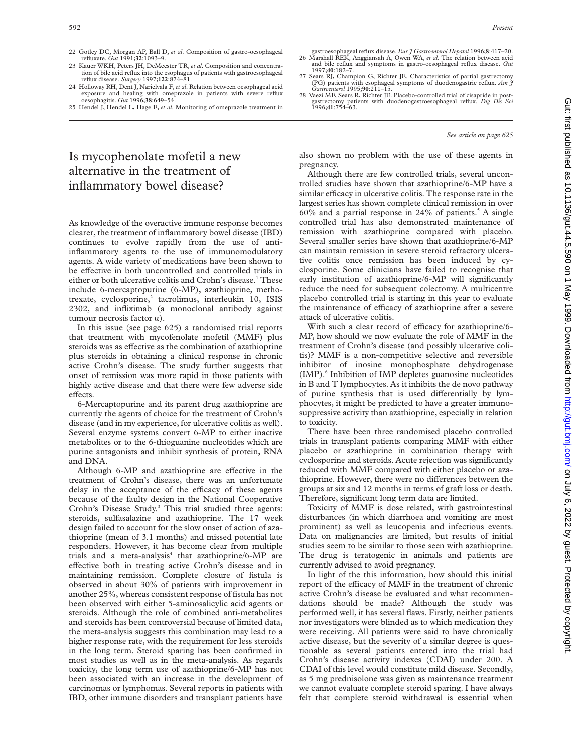22 Gotley DC, Morgan AP, Ball D, *et al*. Composition of gastro-oesophageal refluxate. *Gut* 1991;**32**:1093–9.

23 Kauer WKH, Peters JH, DeMeester TR, *et al*. Composition and concentration of bile acid reflux into the esophagus of patients with gastroesophageal reflux disease. *Surgery* 1997;**122**:874–81.

24 Holloway RH, Dent J, Narielvala F, *et al*. Relation between oesophageal acid exposure and healing with omeprazole in patients with severe reflux oesophagitis. *Gut* 1996;**38**:649–54.

25 Hendel J, Hendel L, Hage E, *et al*. Monitoring of omeprazole treatment in gastroesophageal reflux disease. *Eur J Gastroenterol Hepatol* 1996;**8**:417–20.

26 Marshall REK, Anggiansah A, Owen WA, *et al*. The relation between acid and bile reflux and symptoms in gastro-oesophageal reflux disease. *Gut* 1997;**40**:182–7.

27 Sears RJ, Champion G, Richter JE. Characteristics of partial gastrectomy (PG) patients with esophageal symptoms of duodenogastric reflux. *Am J Gastroenterol* 1995;**90**:211–15.

28 Vaezi MF, Sears R, Richter JE. Placebo-controlled trial of cisapride in postgastrectomy patients with duodenogastroesophageal reflux. *Dig Dis Sci* 1996;**41**:754–63.

*See article on page 625*

# Is mycophenolate mofetil a new alternative in the treatment of inflammatory bowel disease?

As knowledge of the overactive immune response becomes clearer, the treatment of inflammatory bowel disease (IBD) continues to evolve rapidly from the use of anti-inflammatory agents to the use of immunomodulatory agents. A wide variety of medications have been shown to be effective in both uncontrolled and controlled trials in either or both ulcerative colitis and Crohn's disease.[1] These include 6-mercaptopurine (6-MP), azathioprine, methotrexate, cyclosporine,[2] tacrolimus, interleukin 10, ISIS 2302, and infliximab (a monoclonal antibody against tumour necrosis factor α).

In this issue (see page 625) a randomised trial reports that treatment with mycofenolate mofetil (MMF) plus steroids was as effective as the combination of azathioprine plus steroids in obtaining a clinical response in chronic active Crohn's disease. The study further suggests that onset of remission was more rapid in those patients with highly active disease and that there were few adverse side effects.

6-Mercaptopurine and its parent drug azathioprine are currently the agents of choice for the treatment of Crohn's disease (and in my experience, for ulcerative colitis as well). Several enzyme systems convert 6-MP to either inactive metabolites or to the 6-thioguanine nucleotides which are purine antagonists and inhibit synthesis of protein, RNA and DNA.

Although 6-MP and azathioprine are effective in the treatment of Crohn's disease, there was an unfortunate delay in the acceptance of the efficacy of these agents because of the faulty design in the National Cooperative Crohn's Disease Study.[3] This trial studied three agents: steroids, sulfasalazine and azathioprine. The 17 week design failed to account for the slow onset of action of azathioprine (mean of 3.1 months) and missed potential late responders. However, it has become clear from multiple trials and a meta-analysis[4] that azathioprine/6-MP are effective both in treating active Crohn's disease and in maintaining remission. Complete closure of fistula is observed in about 30% of patients with improvement in another 25%, whereas consistent response of fistula has not been observed with either 5-aminosalicylic acid agents or steroids. Although the role of combined anti-metabolites and steroids has been controversial because of limited data, the meta-analysis suggests this combination may lead to a higher response rate, with the requirement for less steroids in the long term. Steroid sparing has been confirmed in most studies as well as in the meta-analysis. As regards toxicity, the long term use of azathioprine/6-MP has not been associated with an increase in the development of carcinomas or lymphomas. Several reports in patients with IBD, other immune disorders and transplant patients have also shown no problem with the use of these agents in pregnancy.

Although there are few controlled trials, several uncontrolled studies have shown that azathioprine/6-MP have a similar efficacy in ulcerative colitis. The response rate in the largest series has shown complete clinical remission in over 60% and a partial response in 24% of patients.[5] A single controlled trial has also demonstrated maintenance of remission with azathioprine compared with placebo. Several smaller series have shown that azathioprine/6-MP can maintain remission in severe steroid refractory ulcerative colitis once remission has been induced by cyclosporine. Some clinicians have failed to recognise that early institution of azathioprine/6-MP will significantly reduce the need for subsequent colectomy. A multicentre placebo controlled trial is starting in this year to evaluate the maintenance of efficacy of azathioprine after a severe attack of ulcerative colitis.

With such a clear record of efficacy for azathioprine/6-MP, how should we now evaluate the role of MMF in the treatment of Crohn's disease (and possibly ulcerative colitis)? MMF is a non-competitive selective and reversible inhibitor of inosine monophosphate dehydrogenase (IMP).[6] Inhibition of IMP depletes guanosine nucleotides in B and T lymphocytes. As it inhibits the de novo pathway of purine synthesis that is used differentially by lymphocytes, it might be predicted to have a greater immunosuppressive activity than azathioprine, especially in relation to toxicity.

There have been three randomised placebo controlled trials in transplant patients comparing MMF with either placebo or azathioprine in combination therapy with cyclosporine and steroids. Acute rejection was significantly reduced with MMF compared with either placebo or azathioprine. However, there were no differences between the groups at six and 12 months in terms of graft loss or death. Therefore, significant long term data are limited.

Toxicity of MMF is dose related, with gastrointestinal disturbances (in which diarrhoea and vomiting are most prominent) as well as leucopenia and infectious events. Data on malignancies are limited, but results of initial studies seem to be similar to those seen with azathioprine. The drug is teratogenic in animals and patients are currently advised to avoid pregnancy.

In light of the this information, how should this initial report of the efficacy of MMF in the treatment of chronic active Crohn's disease be evaluated and what recommendations should be made? Although the study was performed well, it has several flaws. Firstly, neither patients nor investigators were blinded as to which medication they were receiving. All patients were said to have chronically active disease, but the severity of a similar degree is questionable as several patients entered into the trial had Crohn's disease activity indexes (CDAI) under 200. A CDAI of this level would constitute mild disease. Secondly, as 5 mg prednisolone was given as maintenance treatment we cannot evaluate complete steroid sparing. I have always felt that complete steroid withdrawal is essential when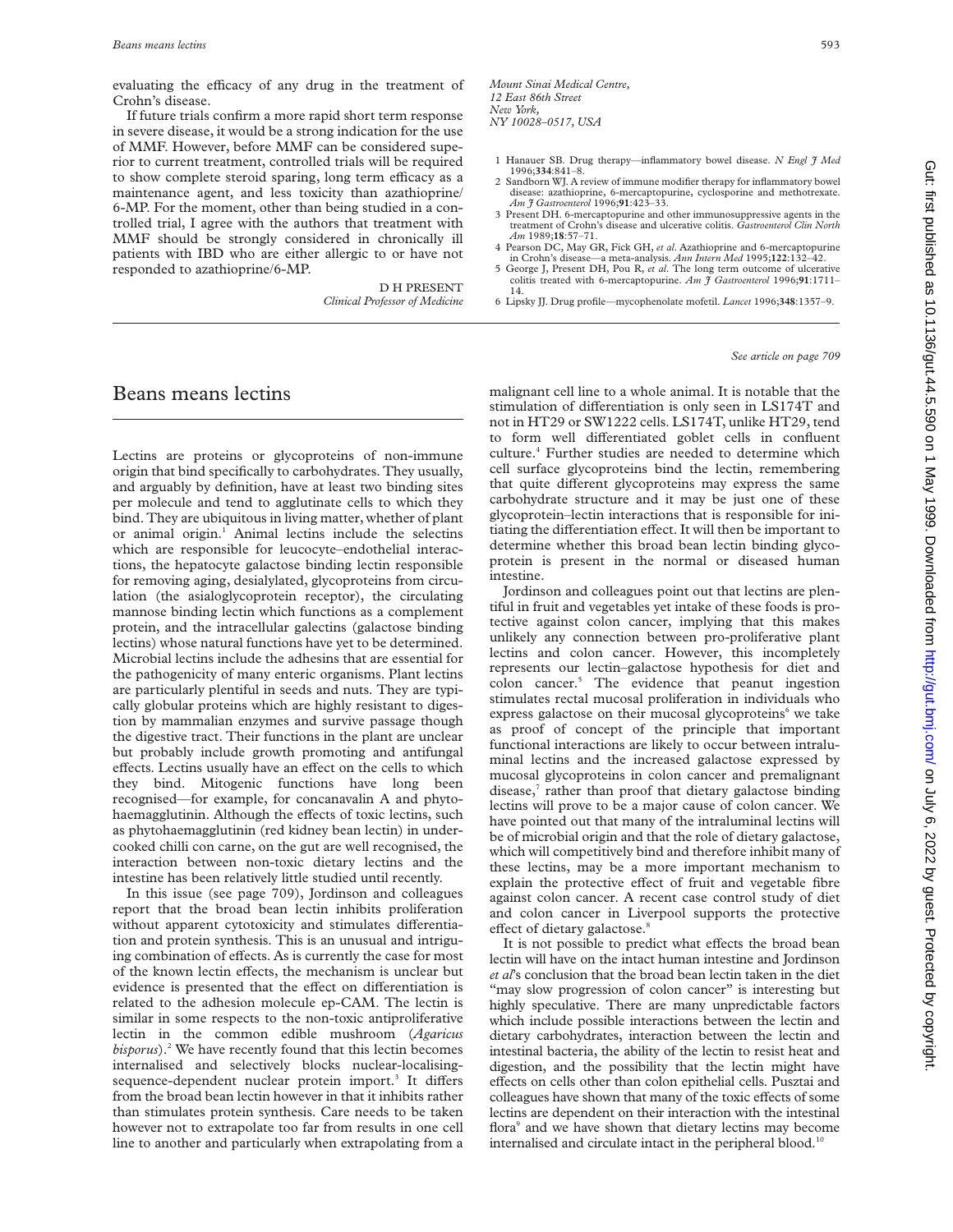evaluating the efficacy of any drug in the treatment of Crohn's disease.

If future trials confirm a more rapid short term response in severe disease, it would be a strong indication for the use of MMF. However, before MMF can be considered superior to current treatment, controlled trials will be required to show complete steroid sparing, long term efficacy as a maintenance agent, and less toxicity than azathioprine/6-MP. For the moment, other than being studied in a controlled trial, I agree with the authors that treatment with MMF should be strongly considered in chronically ill patients with IBD who are either allergic to or have not responded to azathioprine/6-MP.

D H PRESENT
*Clinical Professor of Medicine*

*Mount Sinai Medical Centre,*
*12 East 86th Street*
*New York,*
*NY 10028–0517, USA*

1 Hanauer SB. Drug therapy—inflammatory bowel disease. *N Engl J Med* 1996;**334**:841–8.
2 Sandborn WJ. A review of immune modifier therapy for inflammatory bowel disease: azathioprine, 6-mercaptopurine, cyclosporine and methotrexate. *Am J Gastroenterol* 1996;**91**:423–33.
3 Present DH. 6-mercaptopurine and other immunosuppressive agents in the treatment of Crohn's disease and ulcerative colitis. *Gastroenterol Clin North Am* 1989;**18**:57–71.
4 Pearson DC, May GR, Fick GH, *et al*. Azathioprine and 6-mercaptopurine in Crohn's disease—a meta-analysis. *Ann Intern Med* 1995;**122**:132–42.
5 George J, Present DH, Pou R, *et al*. The long term outcome of ulcerative colitis treated with 6-mercaptopurine. *Am J Gastroenterol* 1996;**91**:1711–14.
6 Lipsky JJ. Drug profile—mycophenolate mofetil. *Lancet* 1996;**348**:1357–9.

*See article on page 709*

# Beans means lectins

Lectins are proteins or glycoproteins of non-immune origin that bind specifically to carbohydrates. They usually, and arguably by definition, have at least two binding sites per molecule and tend to agglutinate cells to which they bind. They are ubiquitous in living matter, whether of plant or animal origin.[1] Animal lectins include the selectins which are responsible for leucocyte–endothelial interactions, the hepatocyte galactose binding lectin responsible for removing aging, desialylated, glycoproteins from circulation (the asialoglycoprotein receptor), the circulating mannose binding lectin which functions as a complement protein, and the intracellular galectins (galactose binding lectins) whose natural functions have yet to be determined. Microbial lectins include the adhesins that are essential for the pathogenicity of many enteric organisms. Plant lectins are particularly plentiful in seeds and nuts. They are typically globular proteins which are highly resistant to digestion by mammalian enzymes and survive passage though the digestive tract. Their functions in the plant are unclear but probably include growth promoting and antifungal effects. Lectins usually have an effect on the cells to which they bind. Mitogenic functions have long been recognised—for example, for concanavalin A and phytohaemagglutinin. Although the effects of toxic lectins, such as phytohaemagglutinin (red kidney bean lectin) in undercooked chilli con carne, on the gut are well recognised, the interaction between non-toxic dietary lectins and the intestine has been relatively little studied until recently.

In this issue (see page 709), Jordinson and colleagues report that the broad bean lectin inhibits proliferation without apparent cytotoxicity and stimulates differentiation and protein synthesis. This is an unusual and intriguing combination of effects. As is currently the case for most of the known lectin effects, the mechanism is unclear but evidence is presented that the effect on differentiation is related to the adhesion molecule ep-CAM. The lectin is similar in some respects to the non-toxic antiproliferative lectin in the common edible mushroom (*Agaricus bisporus*).[2] We have recently found that this lectin becomes internalised and selectively blocks nuclear-localising-sequence-dependent nuclear protein import.[3] It differs from the broad bean lectin however in that it inhibits rather than stimulates protein synthesis. Care needs to be taken however not to extrapolate too far from results in one cell line to another and particularly when extrapolating from a malignant cell line to a whole animal. It is notable that the stimulation of differentiation is only seen in LS174T and not in HT29 or SW1222 cells. LS174T, unlike HT29, tend to form well differentiated goblet cells in confluent culture.[4] Further studies are needed to determine which cell surface glycoproteins bind the lectin, remembering that quite different glycoproteins may express the same carbohydrate structure and it may be just one of these glycoprotein–lectin interactions that is responsible for initiating the differentiation effect. It will then be important to determine whether this broad bean lectin binding glycoprotein is present in the normal or diseased human intestine.

Jordinson and colleagues point out that lectins are plentiful in fruit and vegetables yet intake of these foods is protective against colon cancer, implying that this makes unlikely any connection between pro-proliferative plant lectins and colon cancer. However, this incompletely represents our lectin–galactose hypothesis for diet and colon cancer.[5] The evidence that peanut ingestion stimulates rectal mucosal proliferation in individuals who express galactose on their mucosal glycoproteins[6] we take as proof of concept of the principle that important functional interactions are likely to occur between intraluminal lectins and the increased galactose expressed by mucosal glycoproteins in colon cancer and premalignant disease,[7] rather than proof that dietary galactose binding lectins will prove to be a major cause of colon cancer. We have pointed out that many of the intraluminal lectins will be of microbial origin and that the role of dietary galactose, which will competitively bind and therefore inhibit many of these lectins, may be a more important mechanism to explain the protective effect of fruit and vegetable fibre against colon cancer. A recent case control study of diet and colon cancer in Liverpool supports the protective effect of dietary galactose.[8]

It is not possible to predict what effects the broad bean lectin will have on the intact human intestine and Jordinson *et al*'s conclusion that the broad bean lectin taken in the diet "may slow progression of colon cancer" is interesting but highly speculative. There are many unpredictable factors which include possible interactions between the lectin and dietary carbohydrates, interaction between the lectin and intestinal bacteria, the ability of the lectin to resist heat and digestion, and the possibility that the lectin might have effects on cells other than colon epithelial cells. Pusztai and colleagues have shown that many of the toxic effects of some lectins are dependent on their interaction with the intestinal flora[9] and we have shown that dietary lectins may become internalised and circulate intact in the peripheral blood.[10]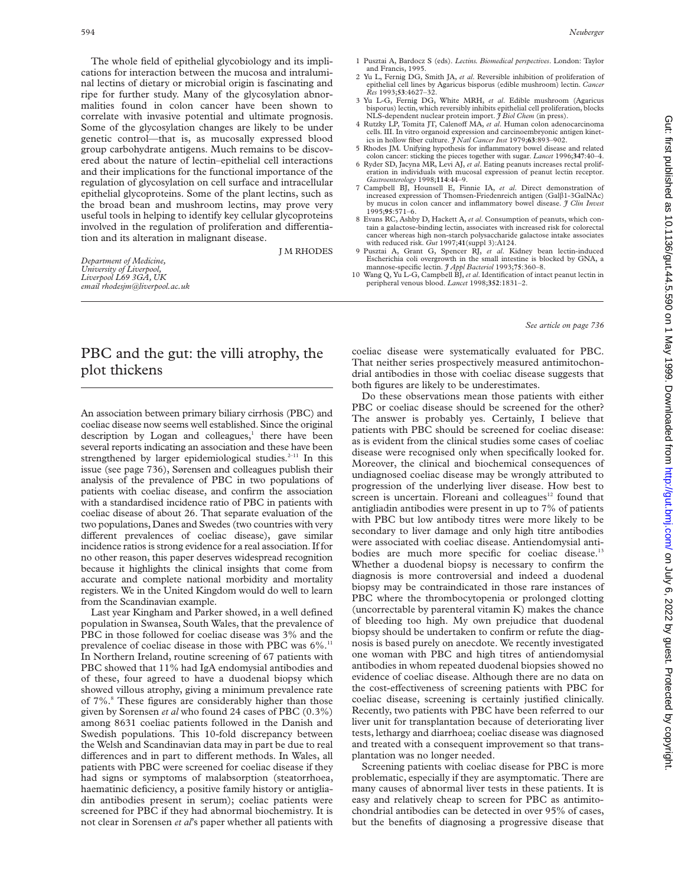The whole field of epithelial glycobiology and its implications for interaction between the mucosa and intraluminal lectins of dietary or microbial origin is fascinating and ripe for further study. Many of the glycosylation abnormalities found in colon cancer have been shown to correlate with invasive potential and ultimate prognosis. Some of the glycosylation changes are likely to be under genetic control—that is, as mucosally expressed blood group carbohydrate antigens. Much remains to be discovered about the nature of lectin–epithelial cell interactions and their implications for the functional importance of the regulation of glycosylation on cell surface and intracellular epithelial glycoproteins. Some of the plant lectins, such as the broad bean and mushroom lectins, may prove very useful tools in helping to identify key cellular glycoproteins involved in the regulation of proliferation and differentiation and its alteration in malignant disease.

J M RHODES

*Department of Medicine, University of Liverpool, Liverpool L69 3GA, UK email rhodesjm@liverpool.ac.uk*

1 Pusztai A, Bardocz S (eds). *Lectins. Biomedical perspectives*. London: Taylor and Francis, 1995.
2 Yu L, Fernig DG, Smith JA, *et al*. Reversible inhibition of proliferation of epithelial cell lines by Agaricus bisporus (edible mushroom) lectin. *Cancer Res* 1993;**53**:4627–32.
3 Yu L-G, Fernig DG, White MRH, *et al*. Edible mushroom (Agaricus bisporus) lectin, which reversibly inhibits epithelial cell proliferation, blocks NLS-dependent nuclear protein import. *J Biol Chem* (in press).
4 Rutzky LP, Tomita JT, Calenoff MA, *et al*. Human colon adenocarcinoma cells. III. In vitro organoid expression and carcinoembryonic antigen kinetics in hollow fiber culture. *J Natl Cancer Inst* 1979;**63**:893–902.
5 Rhodes JM. Unifying hypothesis for inflammatory bowel disease and related colon cancer: sticking the pieces together with sugar. *Lancet* 1996;**347**:40–4.
6 Ryder SD, Jacyna MR, Levi AJ, *et al*. Eating peanuts increases rectal proliferation in individuals with mucosal expression of peanut lectin receptor. *Gastroenterology* 1998;**114**:44–9.
7 Campbell BJ, Hounsell E, Finnie IA, *et al*. Direct demonstration of increased expression of Thomsen-Friedenreich antigen (Galβ1-3GalNAc) by mucus in colon cancer and inflammatory bowel disease. *J Clin Invest* 1995;**95**:571–6.
8 Evans RC, Ashby D, Hackett A, *et al*. Consumption of peanuts, which contain a galactose-binding lectin, associates with increased risk for colorectal cancer whereas high non-starch polysaccharide galactose intake associates with reduced risk. *Gut* 1997;**41**(suppl 3):A124.
9 Pusztai A, Grant G, Spencer RJ, *et al*. Kidney bean lectin-induced Escherichia coli overgrowth in the small intestine is blocked by GNA, a mannose-specific lectin. *J Appl Bacteriol* 1993;**75**:360–8.
10 Wang Q, Yu L-G, Campbell BJ, *et al*. Identification of intact peanut lectin in peripheral venous blood. *Lancet* 1998;**352**:1831–2.

*See article on page 736*

# PBC and the gut: the villi atrophy, the plot thickens

An association between primary biliary cirrhosis (PBC) and coeliac disease now seems well established. Since the original description by Logan and colleagues,[1] there have been several reports indicating an association and these have been strengthened by larger epidemiological studies.[2–11] In this issue (see page 736), Sørensen and colleagues publish their analysis of the prevalence of PBC in two populations of patients with coeliac disease, and confirm the association with a standardised incidence ratio of PBC in patients with coeliac disease of about 26. That separate evaluation of the two populations, Danes and Swedes (two countries with very different prevalences of coeliac disease), gave similar incidence ratios is strong evidence for a real association. If for no other reason, this paper deserves widespread recognition because it highlights the clinical insights that come from accurate and complete national morbidity and mortality registers. We in the United Kingdom would do well to learn from the Scandinavian example.

Last year Kingham and Parker showed, in a well defined population in Swansea, South Wales, that the prevalence of PBC in those followed for coeliac disease was 3% and the prevalence of coeliac disease in those with PBC was 6%.[11] In Northern Ireland, routine screening of 67 patients with PBC showed that 11% had IgA endomysial antibodies and of these, four agreed to have a duodenal biopsy which showed villous atrophy, giving a minimum prevalence rate of 7%.[8] These figures are considerably higher than those given by Sorensen *et al* who found 24 cases of PBC (0.3%) among 8631 coeliac patients followed in the Danish and Swedish populations. This 10-fold discrepancy between the Welsh and Scandinavian data may in part be due to real differences and in part to different methods. In Wales, all patients with PBC were screened for coeliac disease if they had signs or symptoms of malabsorption (steatorrhoea, haematinic deficiency, a positive family history or antigliadin antibodies present in serum); coeliac patients were screened for PBC if they had abnormal biochemistry. It is not clear in Sorensen *et al*'s paper whether all patients with coeliac disease were systematically evaluated for PBC. That neither series prospectively measured antimitochondrial antibodies in those with coeliac disease suggests that both figures are likely to be underestimates.

Do these observations mean those patients with either PBC or coeliac disease should be screened for the other? The answer is probably yes. Certainly, I believe that patients with PBC should be screened for coeliac disease: as is evident from the clinical studies some cases of coeliac disease were recognised only when specifically looked for. Moreover, the clinical and biochemical consequences of undiagnosed coeliac disease may be wrongly attributed to progression of the underlying liver disease. How best to screen is uncertain. Floreani and colleagues[12] found that antigliadin antibodies were present in up to 7% of patients with PBC but low antibody titres were more likely to be secondary to liver damage and only high titre antibodies were associated with coeliac disease. Antiendomysial antibodies are much more specific for coeliac disease.[13] Whether a duodenal biopsy is necessary to confirm the diagnosis is more controversial and indeed a duodenal biopsy may be contraindicated in those rare instances of PBC where the thrombocytopenia or prolonged clotting (uncorrectable by parenteral vitamin K) makes the chance of bleeding too high. My own prejudice that duodenal biopsy should be undertaken to confirm or refute the diagnosis is based purely on anecdote. We recently investigated one woman with PBC and high titres of antiendomysial antibodies in whom repeated duodenal biopsies showed no evidence of coeliac disease. Although there are no data on the cost-effectiveness of screening patients with PBC for coeliac disease, screening is certainly justified clinically. Recently, two patients with PBC have been referred to our liver unit for transplantation because of deteriorating liver tests, lethargy and diarrhoea; coeliac disease was diagnosed and treated with a consequent improvement so that transplantation was no longer needed.

Screening patients with coeliac disease for PBC is more problematic, especially if they are asymptomatic. There are many causes of abnormal liver tests in these patients. It is easy and relatively cheap to screen for PBC as antimitochondrial antibodies can be detected in over 95% of cases, but the benefits of diagnosing a progressive disease that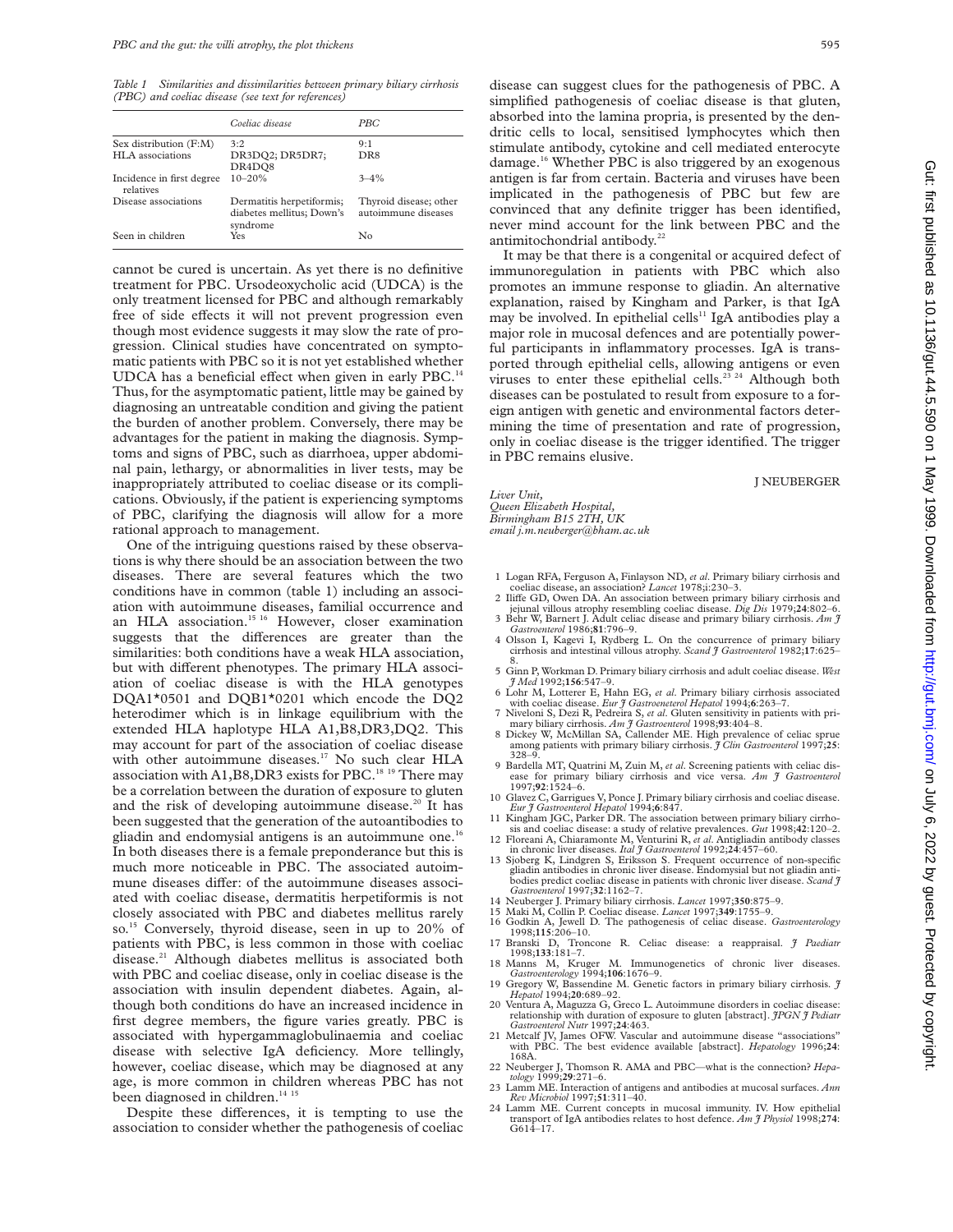*Table 1 Similarities and dissimilarities between primary biliary cirrhosis (PBC) and coeliac disease (see text for references)*

| | Coeliac disease | PBC |
|---|---|---|
| Sex distribution (F:M) | 3:2 | 9:1 |
| HLA associations | DR3DQ2; DR5DR7; DR4DQ8 | DR8 |
| Incidence in first degree relatives | 10–20% | 3–4% |
| Disease associations | Dermatitis herpetiformis; diabetes mellitus; Down's syndrome | Thyroid disease; other autoimmune diseases |
| Seen in children | Yes | No |

cannot be cured is uncertain. As yet there is no definitive treatment for PBC. Ursodeoxycholic acid (UDCA) is the only treatment licensed for PBC and although remarkably free of side effects it will not prevent progression even though most evidence suggests it may slow the rate of progression. Clinical studies have concentrated on symptomatic patients with PBC so it is not yet established whether UDCA has a beneficial effect when given in early PBC.[14] Thus, for the asymptomatic patient, little may be gained by diagnosing an untreatable condition and giving the patient the burden of another problem. Conversely, there may be advantages for the patient in making the diagnosis. Symptoms and signs of PBC, such as diarrhoea, upper abdominal pain, lethargy, or abnormalities in liver tests, may be inappropriately attributed to coeliac disease or its complications. Obviously, if the patient is experiencing symptoms of PBC, clarifying the diagnosis will allow for a more rational approach to management.

One of the intriguing questions raised by these observations is why there should be an association between the two diseases. There are several features which the two conditions have in common (table 1) including an association with autoimmune diseases, familial occurrence and an HLA association.[15 16] However, closer examination suggests that the differences are greater than the similarities: both conditions have a weak HLA association, but with different phenotypes. The primary HLA association of coeliac disease is with the HLA genotypes DQA1*0501 and DQB1*0201 which encode the DQ2 heterodimer which is in linkage equilibrium with the extended HLA haplotype HLA A1,B8,DR3,DQ2. This may account for part of the association of coeliac disease with other autoimmune diseases.[17] No such clear HLA association with A1,B8,DR3 exists for PBC.[18 19] There may be a correlation between the duration of exposure to gluten and the risk of developing autoimmune disease.[20] It has been suggested that the generation of the autoantibodies to gliadin and endomysial antigens is an autoimmune one.[16] In both diseases there is a female preponderance but this is much more noticeable in PBC. The associated autoimmune diseases differ: of the autoimmune diseases associated with coeliac disease, dermatitis herpetiformis is not closely associated with PBC and diabetes mellitus rarely so.[15] Conversely, thyroid disease, seen in up to 20% of patients with PBC, is less common in those with coeliac disease.[21] Although diabetes mellitus is associated both with PBC and coeliac disease, only in coeliac disease is the association with insulin dependent diabetes. Again, although both conditions do have an increased incidence in first degree members, the figure varies greatly. PBC is associated with hypergammaglobulinaemia and coeliac disease with selective IgA deficiency. More tellingly, however, coeliac disease, which may be diagnosed at any age, is more common in children whereas PBC has not been diagnosed in children.[14 15]

Despite these differences, it is tempting to use the association to consider whether the pathogenesis of coeliac disease can suggest clues for the pathogenesis of PBC. A simplified pathogenesis of coeliac disease is that gluten, absorbed into the lamina propria, is presented by the dendritic cells to local, sensitised lymphocytes which then stimulate antibody, cytokine and cell mediated enterocyte damage.[16] Whether PBC is also triggered by an exogenous antigen is far from certain. Bacteria and viruses have been implicated in the pathogenesis of PBC but few are convinced that any definite trigger has been identified, never mind account for the link between PBC and the antimitochondrial antibody.[22]

It may be that there is a congenital or acquired defect of immunoregulation in patients with PBC which also promotes an immune response to gliadin. An alternative explanation, raised by Kingham and Parker, is that IgA may be involved. In epithelial cells[11] IgA antibodies play a major role in mucosal defences and are potentially powerful participants in inflammatory processes. IgA is transported through epithelial cells, allowing antigens or even viruses to enter these epithelial cells.[23 24] Although both diseases can be postulated to result from exposure to a foreign antigen with genetic and environmental factors determining the time of presentation and rate of progression, only in coeliac disease is the trigger identified. The trigger in PBC remains elusive.

J NEUBERGER

*Liver Unit,*
*Queen Elizabeth Hospital,*
*Birmingham B15 2TH, UK*
*email j.m.neuberger@bham.ac.uk*

1 Logan RFA, Ferguson A, Finlayson ND, *et al*. Primary biliary cirrhosis and coeliac disease, an association? *Lancet* 1978;i:230–3.
2 Iliffe GD, Owen DA. An association between primary biliary cirrhosis and jejunal villous atrophy resembling coeliac disease. *Dig Dis* 1979;**24**:802–6.
3 Behr W, Barnert J. Adult celiac disease and primary biliary cirrhosis. *Am J Gastroenterol* 1986;**81**:796–9.
4 Olsson I, Kagevi I, Rydberg L. On the concurrence of primary biliary cirrhosis and intestinal villous atrophy. *Scand J Gastroenterol* 1982;**17**:625–8.
5 Ginn P, Workman D. Primary biliary cirrhosis and adult coeliac disease. *West J Med* 1992;**156**:547–9.
6 Lohr M, Lotterer E, Hahn EG, *et al*. Primary biliary cirrhosis associated with coeliac disease. *Eur J Gastroenterol Hepatol* 1994;**6**:263–7.
7 Niveloni S, Dezi R, Pedreira S, *et al*. Gluten sensitivity in patients with primary biliary cirrhosis. *Am J Gastroenterol* 1998;**93**:404–8.
8 Dickey W, McMillan SA, Callender ME. High prevalence of celiac sprue among patients with primary biliary cirrhosis. *J Clin Gastroenterol* 1997;**25**: 328–9.
9 Bardella MT, Quatrini M, Zuin M, *et al*. Screening patients with celiac disease for primary biliary cirrhosis and vice versa. *Am J Gastroenterol* 1997;**92**:1524–6.
10 Glavez C, Garrigues V, Ponce J. Primary biliary cirrhosis and coeliac disease. *Eur J Gastroenterol Hepatol* 1994;**6**:847.
11 Kingham JGC, Parker DR. The association between primary biliary cirrhosis and coeliac disease: a study of relative prevalences. *Gut* 1998;**42**:120–2.
12 Floreani A, Chiaramonte M, Venturini R, *et al*. Antigliadin antibody classes in chronic liver diseases. *Ital J Gastroenterol* 1992;**24**:457–60.
13 Sjoberg K, Lindgren S, Eriksson S. Frequent occurrence of non-specific gliadin antibodies in chronic liver disease. Endomysial but not gliadin antibodies predict coeliac disease in patients with chronic liver disease. *Scand J Gastroenterol* 1997;**32**:1162–7.
14 Neuberger J. Primary biliary cirrhosis. *Lancet* 1997;**350**:875–9.
15 Maki M, Collin P. Coeliac disease. *Lancet* 1997;**349**:1755–9.
16 Godkin A, Jewell D. The pathogenesis of celiac disease. *Gastroenterology* 1998;**115**:206–10.
17 Branski D, Troncone R. Celiac disease: a reappraisal. *J Paediatr* 1998;**133**:181–7.
18 Manns M, Kruger M. Immunogenetics of chronic liver diseases. *Gastroenterology* 1994;**106**:1676–9.
19 Gregory W, Bassendine M. Genetic factors in primary biliary cirrhosis. *J Hepatol* 1994;**20**:689–92.
20 Ventura A, Maguzza G, Greco L. Autoimmune disorders in coeliac disease: relationship with duration of exposure to gluten [abstract]. *JPGN J Pediatr Gastroenterol Nutr* 1997;**24**:463.
21 Metcalf JV, James OFW. Vascular and autoimmune disease "associations" with PBC. The best evidence available [abstract]. *Hepatology* 1996;**24**: 168A.
22 Neuberger J, Thomson R. AMA and PBC—what is the connection? *Hepatology* 1999;**29**:271–6.
23 Lamm ME. Interaction of antigens and antibodies at mucosal surfaces. *Ann Rev Microbiol* 1997;**51**:311–40.
24 Lamm ME. Current concepts in mucosal immunity. IV. How epithelial transport of IgA antibodies relates to host defence. *Am J Physiol* 1998;**274**: G614–17.